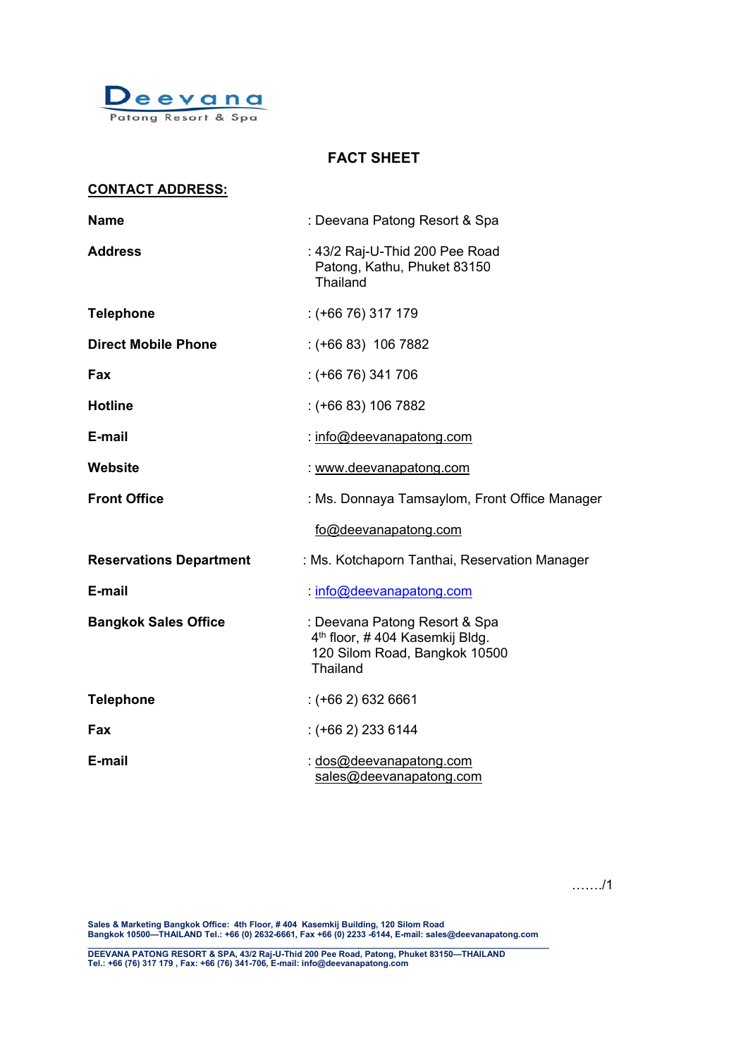Deevana
Patong Resort & Spa

# FACT SHEET

## CONTACT ADDRESS:

| | |
|---|---|
| **Name** | : Deevana Patong Resort & Spa |
| **Address** | : 43/2 Raj-U-Thid 200 Pee Road<br>Patong, Kathu, Phuket 83150<br>Thailand |
| **Telephone** | : (+66 76) 317 179 |
| **Direct Mobile Phone** | : (+66 83) 106 7882 |
| **Fax** | : (+66 76) 341 706 |
| **Hotline** | : (+66 83) 106 7882 |
| **E-mail** | : info@deevanapatong.com |
| **Website** | : www.deevanapatong.com |
| **Front Office** | : Ms. Donnaya Tamsaylom, Front Office Manager<br>fo@deevanapatong.com |
| **Reservations Department** | : Ms. Kotchaporn Tanthai, Reservation Manager |
| **E-mail** | : info@deevanapatong.com |
| **Bangkok Sales Office** | : Deevana Patong Resort & Spa<br>4th floor, # 404 Kasemkij Bldg.<br>120 Silom Road, Bangkok 10500<br>Thailand |
| **Telephone** | : (+66 2) 632 6661 |
| **Fax** | : (+66 2) 233 6144 |
| **E-mail** | : dos@deevanapatong.com<br>sales@deevanapatong.com |

……./1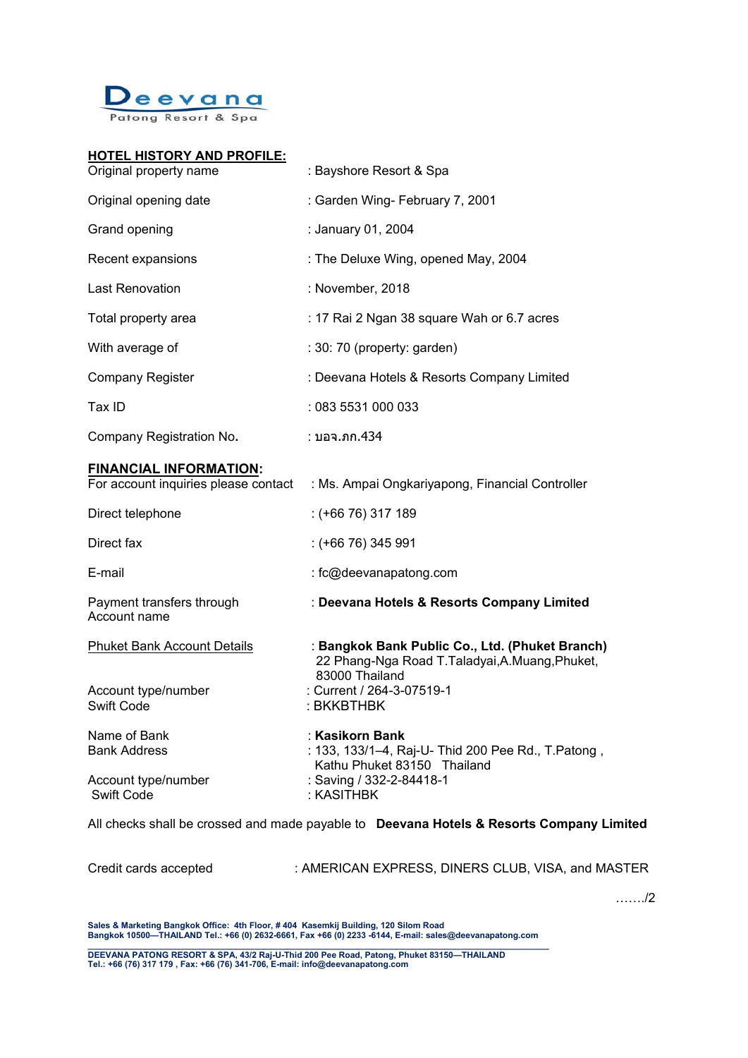**Deevana**
Patong Resort & Spa

## HOTEL HISTORY AND PROFILE:

| | |
|---|---|
| Original property name | : Bayshore Resort & Spa |
| Original opening date | : Garden Wing- February 7, 2001 |
| Grand opening | : January 01, 2004 |
| Recent expansions | : The Deluxe Wing, opened May, 2004 |
| Last Renovation | : November, 2018 |
| Total property area | : 17 Rai 2 Ngan 38 square Wah or 6.7 acres |
| With average of | : 30: 70 (property: garden) |
| Company Register | : Deevana Hotels & Resorts Company Limited |
| Tax ID | : 083 5531 000 033 |
| Company Registration No. | : บอจ.ภก.434 |

## FINANCIAL INFORMATION:

| | |
|---|---|
| For account inquiries please contact | : Ms. Ampai Ongkariyapong, Financial Controller |
| Direct telephone | : (+66 76) 317 189 |
| Direct fax | : (+66 76) 345 991 |
| E-mail | : fc@deevanapatong.com |
| Payment transfers through Account name | : **Deevana Hotels & Resorts Company Limited** |

Phuket Bank Account Details : **Bangkok Bank Public Co., Ltd. (Phuket Branch)**
22 Phang-Nga Road T.Taladyai,A.Muang,Phuket, 83000 Thailand

Account type/number : Current / 264-3-07519-1
Swift Code : BKKBTHBK

Name of Bank : **Kasikorn Bank**
Bank Address : 133, 133/1–4, Raj-U- Thid 200 Pee Rd., T.Patong , Kathu Phuket 83150 Thailand
Account type/number : Saving / 332-2-84418-1
Swift Code : KASITHBK

All checks shall be crossed and made payable to **Deevana Hotels & Resorts Company Limited**

Credit cards accepted : AMERICAN EXPRESS, DINERS CLUB, VISA, and MASTER

……./2

**Sales & Marketing Bangkok Office: 4th Floor, # 404 Kasemkij Building, 120 Silom Road Bangkok 10500—THAILAND Tel.: +66 (0) 2632-6661, Fax +66 (0) 2233 -6144, E-mail: sales@deevanapatong.com**

**DEEVANA PATONG RESORT & SPA, 43/2 Raj-U-Thid 200 Pee Road, Patong, Phuket 83150—THAILAND Tel.: +66 (76) 317 179 , Fax: +66 (76) 341-706, E-mail: info@deevanapatong.com**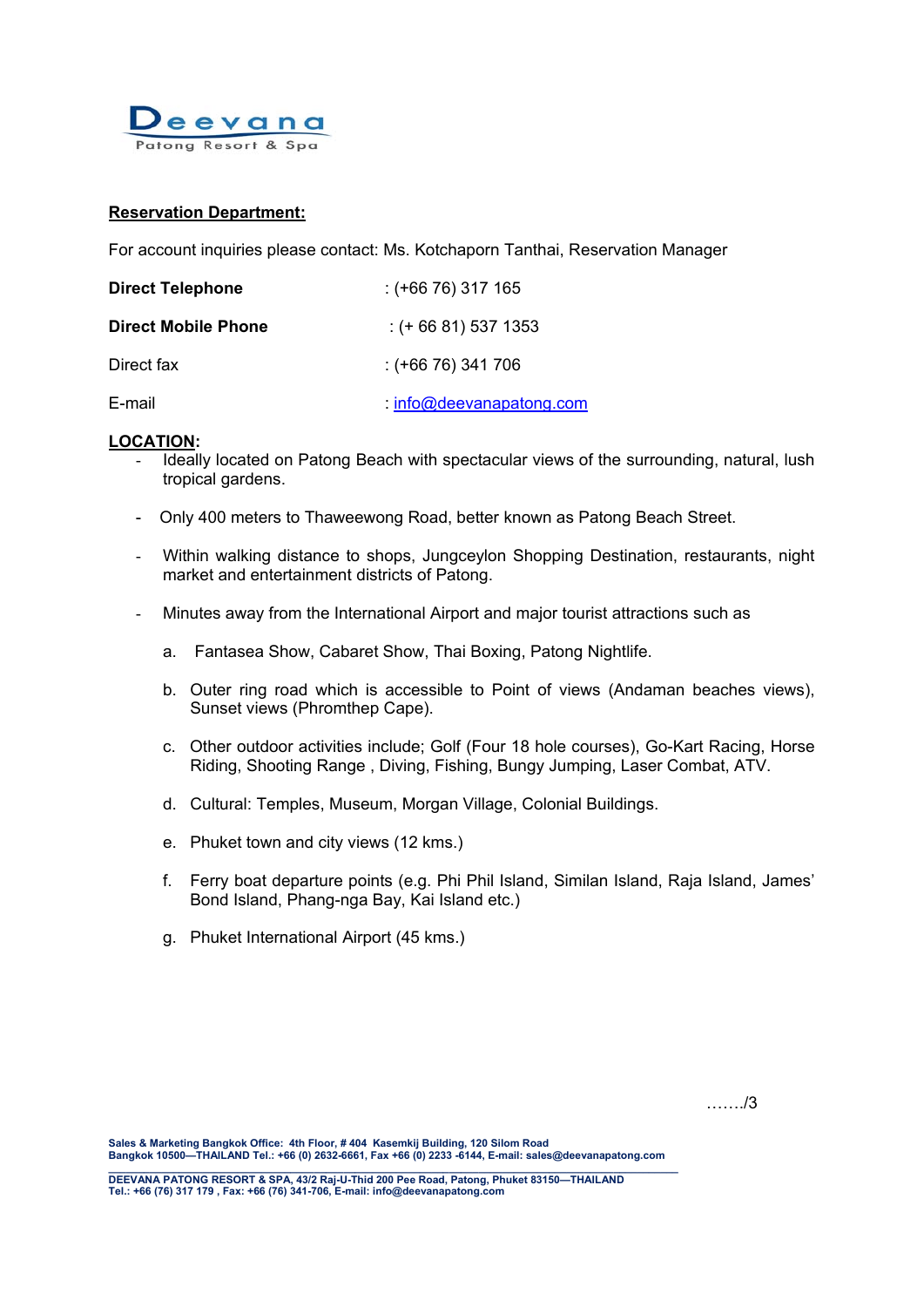Deevana
Patong Resort & Spa

**Reservation Department:**

For account inquiries please contact: Ms. Kotchaporn Tanthai, Reservation Manager

| | |
|---|---|
| **Direct Telephone** | : (+66 76) 317 165 |
| **Direct Mobile Phone** | : (+ 66 81) 537 1353 |
| Direct fax | : (+66 76) 341 706 |
| E-mail | : info@deevanapatong.com |

**LOCATION:**

- Ideally located on Patong Beach with spectacular views of the surrounding, natural, lush tropical gardens.
- Only 400 meters to Thaweewong Road, better known as Patong Beach Street.
- Within walking distance to shops, Jungceylon Shopping Destination, restaurants, night market and entertainment districts of Patong.
- Minutes away from the International Airport and major tourist attractions such as
  a. Fantasea Show, Cabaret Show, Thai Boxing, Patong Nightlife.
  b. Outer ring road which is accessible to Point of views (Andaman beaches views), Sunset views (Phromthep Cape).
  c. Other outdoor activities include; Golf (Four 18 hole courses), Go-Kart Racing, Horse Riding, Shooting Range , Diving, Fishing, Bungy Jumping, Laser Combat, ATV.
  d. Cultural: Temples, Museum, Morgan Village, Colonial Buildings.
  e. Phuket town and city views (12 kms.)
  f. Ferry boat departure points (e.g. Phi Phil Island, Similan Island, Raja Island, James' Bond Island, Phang-nga Bay, Kai Island etc.)
  g. Phuket International Airport (45 kms.)

……./3

**Sales & Marketing Bangkok Office: 4th Floor, # 404 Kasemkij Building, 120 Silom Road Bangkok 10500—THAILAND Tel.: +66 (0) 2632-6661, Fax +66 (0) 2233 -6144, E-mail: sales@deevanapatong.com**

**DEEVANA PATONG RESORT & SPA, 43/2 Raj-U-Thid 200 Pee Road, Patong, Phuket 83150—THAILAND Tel.: +66 (76) 317 179 , Fax: +66 (76) 341-706, E-mail: info@deevanapatong.com**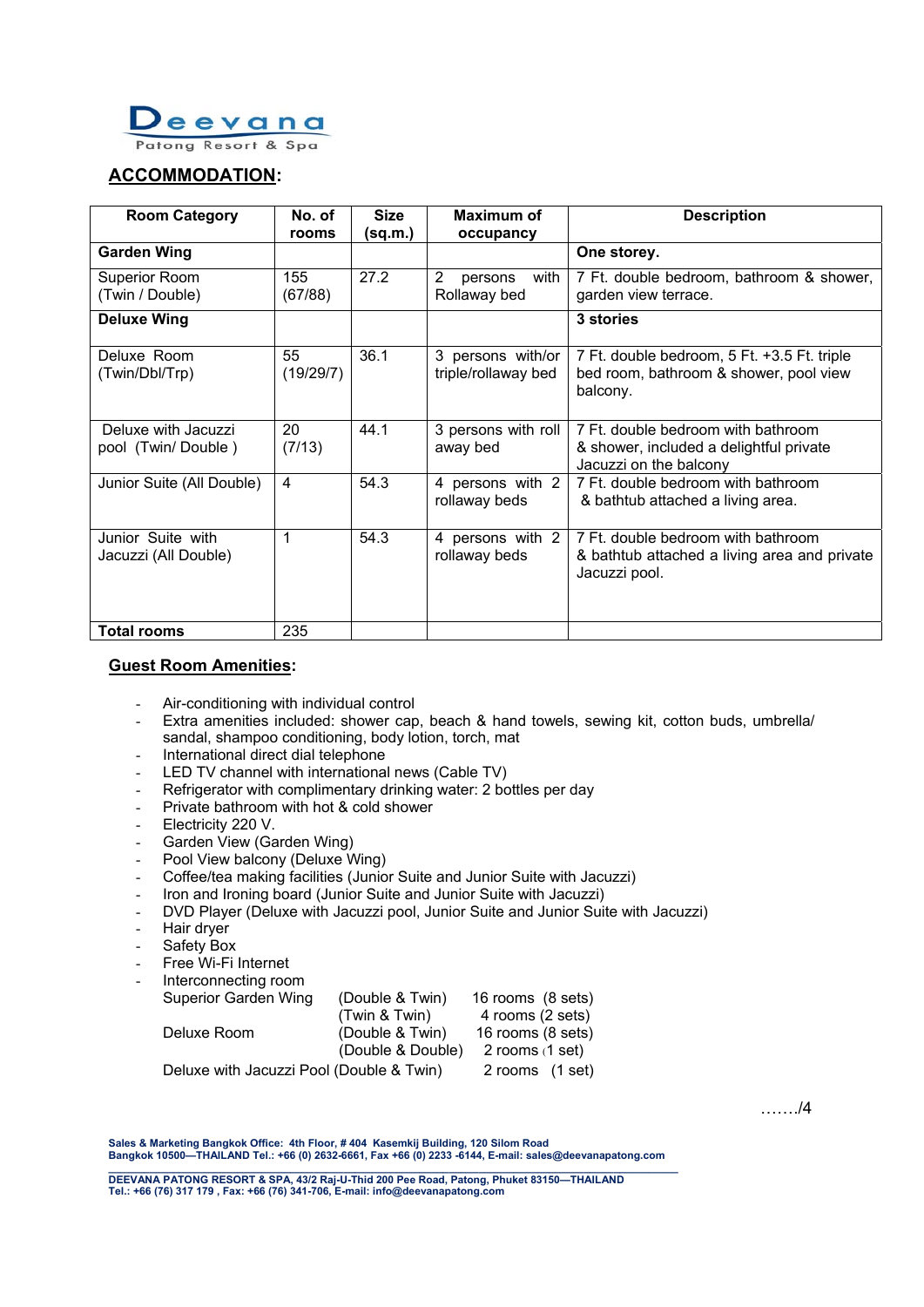**Deevana**
Patong Resort & Spa

## ACCOMMODATION:

| Room Category | No. of rooms | Size (sq.m.) | Maximum of occupancy | Description |
|---|---|---|---|---|
| **Garden Wing** | | | | **One storey.** |
| Superior Room (Twin / Double) | 155 (67/88) | 27.2 | 2 persons with Rollaway bed | 7 Ft. double bedroom, bathroom & shower, garden view terrace. |
| **Deluxe Wing** | | | | **3 stories** |
| Deluxe Room (Twin/Dbl/Trp) | 55 (19/29/7) | 36.1 | 3 persons with/or triple/rollaway bed | 7 Ft. double bedroom, 5 Ft. +3.5 Ft. triple bed room, bathroom & shower, pool view balcony. |
| Deluxe with Jacuzzi pool (Twin/ Double ) | 20 (7/13) | 44.1 | 3 persons with roll away bed | 7 Ft. double bedroom with bathroom & shower, included a delightful private Jacuzzi on the balcony |
| Junior Suite (All Double) | 4 | 54.3 | 4 persons with 2 rollaway beds | 7 Ft. double bedroom with bathroom & bathtub attached a living area. |
| Junior Suite with Jacuzzi (All Double) | 1 | 54.3 | 4 persons with 2 rollaway beds | 7 Ft. double bedroom with bathroom & bathtub attached a living area and private Jacuzzi pool. |
| **Total rooms** | 235 | | | |

## Guest Room Amenities:

- Air-conditioning with individual control
- Extra amenities included: shower cap, beach & hand towels, sewing kit, cotton buds, umbrella/ sandal, shampoo conditioning, body lotion, torch, mat
- International direct dial telephone
- LED TV channel with international news (Cable TV)
- Refrigerator with complimentary drinking water: 2 bottles per day
- Private bathroom with hot & cold shower
- Electricity 220 V.
- Garden View (Garden Wing)
- Pool View balcony (Deluxe Wing)
- Coffee/tea making facilities (Junior Suite and Junior Suite with Jacuzzi)
- Iron and Ironing board (Junior Suite and Junior Suite with Jacuzzi)
- DVD Player (Deluxe with Jacuzzi pool, Junior Suite and Junior Suite with Jacuzzi)
- Hair dryer
- Safety Box
- Free Wi-Fi Internet
- Interconnecting room

| | | |
|---|---|---|
| Superior Garden Wing | (Double & Twin) | 16 rooms (8 sets) |
| | (Twin & Twin) | 4 rooms (2 sets) |
| Deluxe Room | (Double & Twin) | 16 rooms (8 sets) |
| | (Double & Double) | 2 rooms (1 set) |
| Deluxe with Jacuzzi Pool | (Double & Twin) | 2 rooms (1 set) |

……./4

**Sales & Marketing Bangkok Office: 4th Floor, # 404 Kasemkij Building, 120 Silom Road Bangkok 10500—THAILAND Tel.: +66 (0) 2632-6661, Fax +66 (0) 2233 -6144, E-mail: sales@deevanapatong.com**

**DEEVANA PATONG RESORT & SPA, 43/2 Raj-U-Thid 200 Pee Road, Patong, Phuket 83150—THAILAND Tel.: +66 (76) 317 179 , Fax: +66 (76) 341-706, E-mail: info@deevanapatong.com**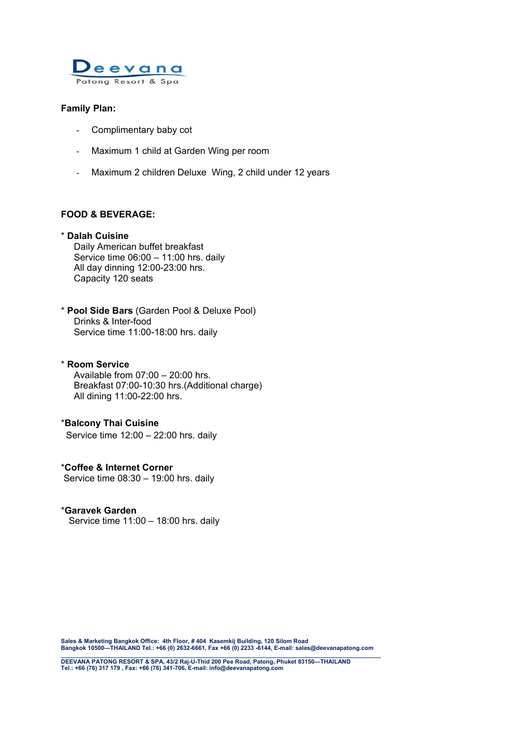Deevana
Patong Resort & Spa

**Family Plan:**

- Complimentary baby cot
- Maximum 1 child at Garden Wing per room
- Maximum 2 children Deluxe Wing, 2 child under 12 years

**FOOD & BEVERAGE:**

* **Dalah Cuisine**
  Daily American buffet breakfast
  Service time 06:00 – 11:00 hrs. daily
  All day dinning 12:00-23:00 hrs.
  Capacity 120 seats

* **Pool Side Bars** (Garden Pool & Deluxe Pool)
  Drinks & Inter-food
  Service time 11:00-18:00 hrs. daily

* **Room Service**
  Available from 07:00 – 20:00 hrs.
  Breakfast 07:00-10:30 hrs.(Additional charge)
  All dining 11:00-22:00 hrs.

***Balcony Thai Cuisine**
Service time 12:00 – 22:00 hrs. daily

***Coffee & Internet Corner**
Service time 08:30 – 19:00 hrs. daily

***Garavek Garden**
Service time 11:00 – 18:00 hrs. daily

**Sales & Marketing Bangkok Office: 4th Floor, # 404 Kasemkij Building, 120 Silom Road
Bangkok 10500—THAILAND Tel.: +66 (0) 2632-6661, Fax +66 (0) 2233 -6144, E-mail: sales@deevanapatong.com**

**DEEVANA PATONG RESORT & SPA, 43/2 Raj-U-Thid 200 Pee Road, Patong, Phuket 83150—THAILAND
Tel.: +66 (76) 317 179 , Fax: +66 (76) 341-706, E-mail: info@deevanapatong.com**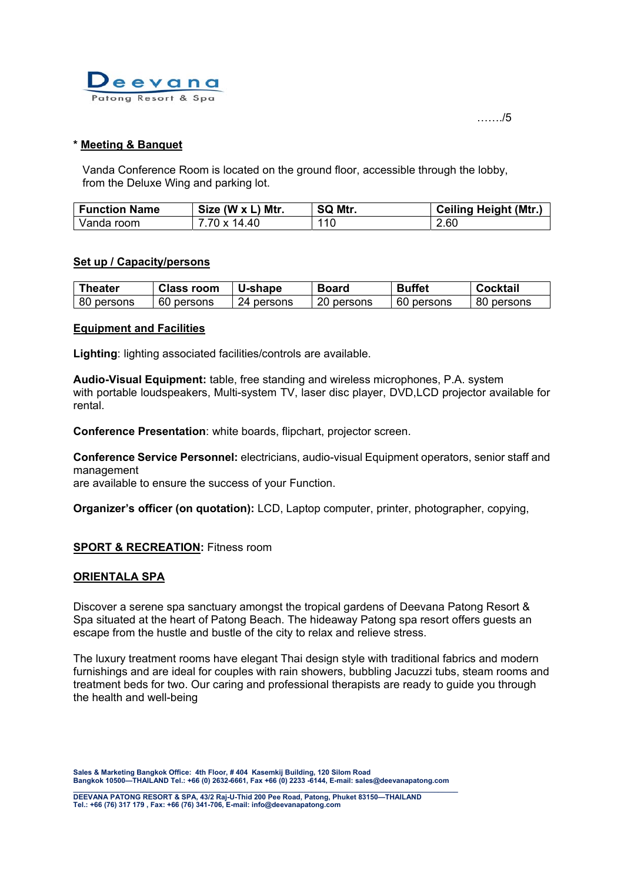## * Meeting & Banquet

Vanda Conference Room is located on the ground floor, accessible through the lobby, from the Deluxe Wing and parking lot.

| Function Name | Size (W x L) Mtr. | SQ Mtr. | Ceiling Height (Mtr.) |
|---|---|---|---|
| Vanda room | 7.70 x 14.40 | 110 | 2.60 |

## Set up / Capacity/persons

| Theater | Class room | U-shape | Board | Buffet | Cocktail |
|---|---|---|---|---|---|
| 80 persons | 60 persons | 24 persons | 20 persons | 60 persons | 80 persons |

## Equipment and Facilities

**Lighting**: lighting associated facilities/controls are available.

**Audio-Visual Equipment:** table, free standing and wireless microphones, P.A. system with portable loudspeakers, Multi-system TV, laser disc player, DVD,LCD projector available for rental.

**Conference Presentation**: white boards, flipchart, projector screen.

**Conference Service Personnel:** electricians, audio-visual Equipment operators, senior staff and management are available to ensure the success of your Function.

**Organizer's officer (on quotation):** LCD, Laptop computer, printer, photographer, copying,

**SPORT & RECREATION:** Fitness room

## ORIENTALA SPA

Discover a serene spa sanctuary amongst the tropical gardens of Deevana Patong Resort & Spa situated at the heart of Patong Beach. The hideaway Patong spa resort offers guests an escape from the hustle and bustle of the city to relax and relieve stress.

The luxury treatment rooms have elegant Thai design style with traditional fabrics and modern furnishings and are ideal for couples with rain showers, bubbling Jacuzzi tubs, steam rooms and treatment beds for two. Our caring and professional therapists are ready to guide you through the health and well-being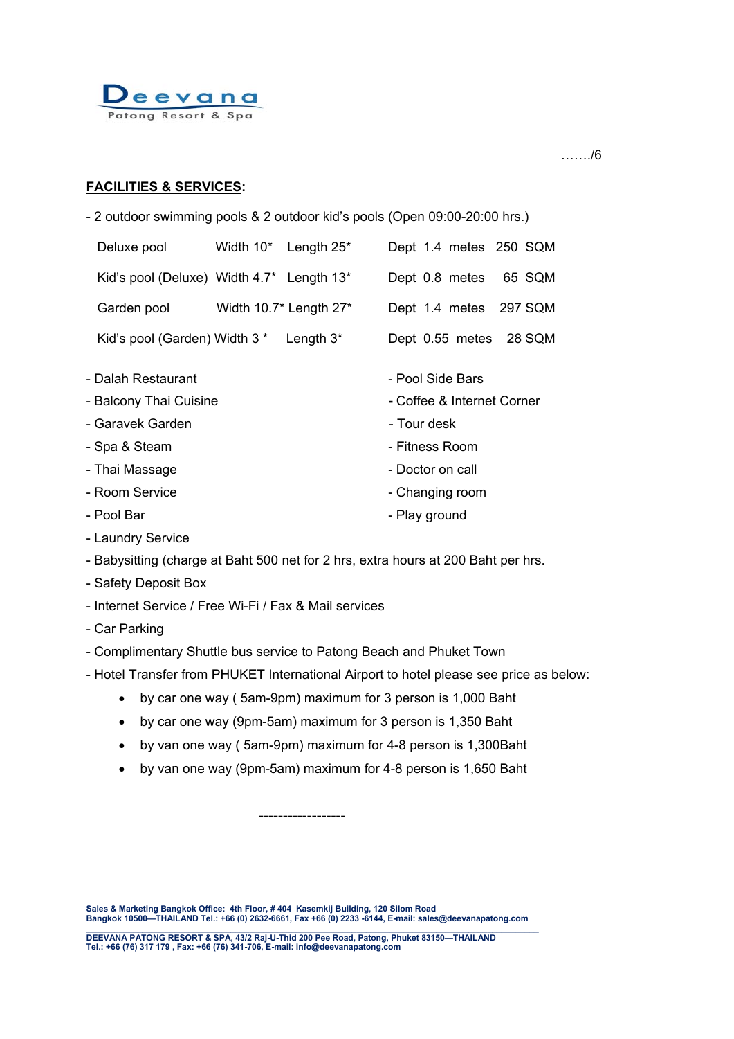# Deevana
Patong Resort & Spa

……./6

**FACILITIES & SERVICES:**

- 2 outdoor swimming pools & 2 outdoor kid's pools (Open 09:00-20:00 hrs.)

| | | | | |
|---|---|---|---|---|
| Deluxe pool | Width 10* | Length 25* | Dept 1.4 metes | 250 SQM |
| Kid's pool (Deluxe) | Width 4.7* | Length 13* | Dept 0.8 metes | 65 SQM |
| Garden pool | Width 10.7* | Length 27* | Dept 1.4 metes | 297 SQM |
| Kid's pool (Garden) | Width 3 * | Length 3* | Dept 0.55 metes | 28 SQM |

- Dalah Restaurant
- Balcony Thai Cuisine
- Garavek Garden
- Spa & Steam
- Thai Massage
- Room Service
- Pool Bar
- Pool Side Bars
- Coffee & Internet Corner
- Tour desk
- Fitness Room
- Doctor on call
- Changing room
- Play ground
- Laundry Service
- Babysitting (charge at Baht 500 net for 2 hrs, extra hours at 200 Baht per hrs.
- Safety Deposit Box
- Internet Service / Free Wi-Fi / Fax & Mail services
- Car Parking
- Complimentary Shuttle bus service to Patong Beach and Phuket Town
- Hotel Transfer from PHUKET International Airport to hotel please see price as below:
  - by car one way ( 5am-9pm) maximum for 3 person is 1,000 Baht
  - by car one way (9pm-5am) maximum for 3 person is 1,350 Baht
  - by van one way ( 5am-9pm) maximum for 4-8 person is 1,300Baht
  - by van one way (9pm-5am) maximum for 4-8 person is 1,650 Baht

------------------

**Sales & Marketing Bangkok Office: 4th Floor, # 404 Kasemkij Building, 120 Silom Road**
**Bangkok 10500—THAILAND Tel.: +66 (0) 2632-6661, Fax +66 (0) 2233 -6144, E-mail: sales@deevanapatong.com**

**DEEVANA PATONG RESORT & SPA, 43/2 Raj-U-Thid 200 Pee Road, Patong, Phuket 83150—THAILAND**
**Tel.: +66 (76) 317 179 , Fax: +66 (76) 341-706, E-mail: info@deevanapatong.com**